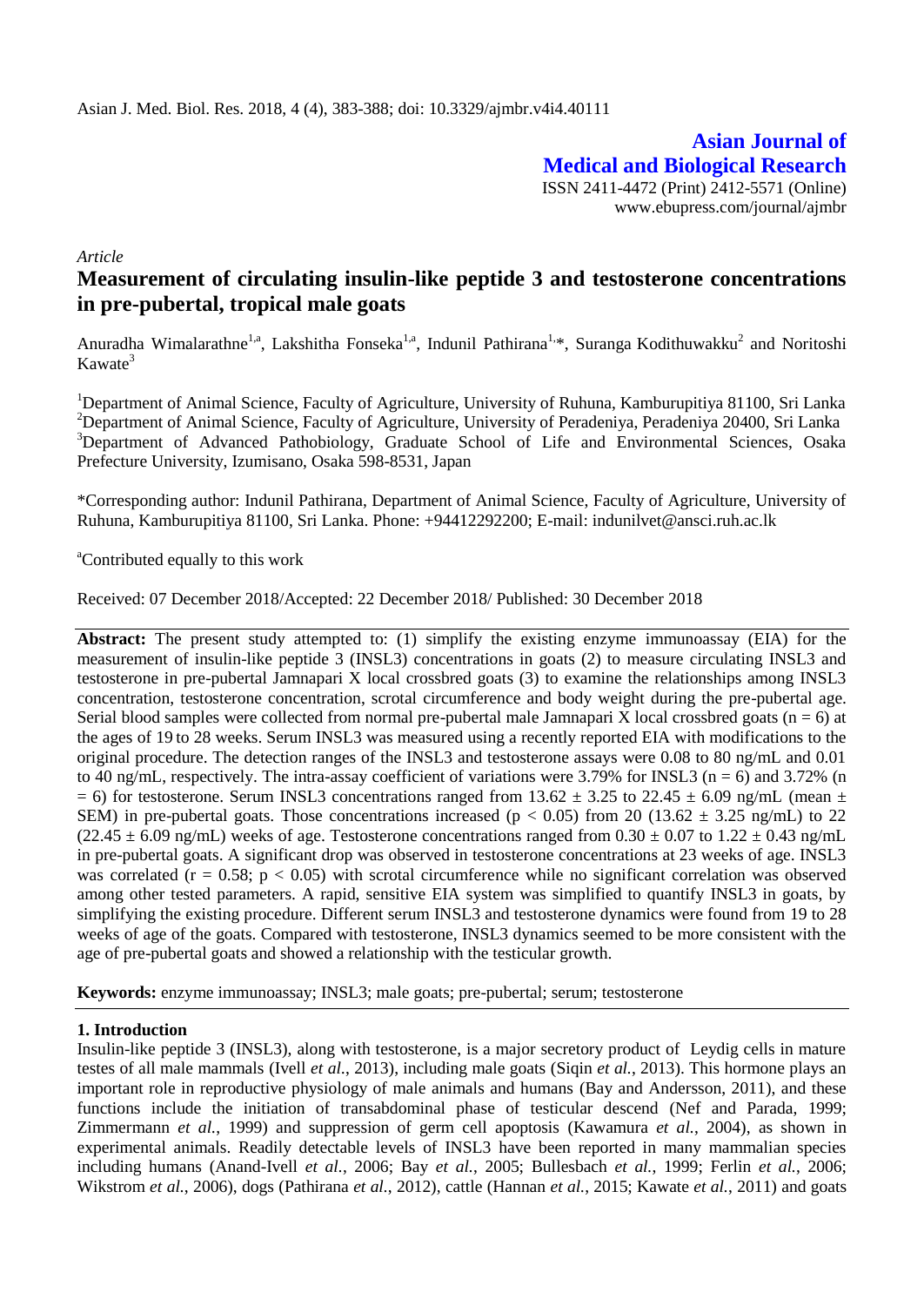Asian J. Med. Biol. Res. 2018, 4 (4), 383-388; doi: 10.3329/ajmbr.v4i4.40111

**Asian Journal of Medical and Biological Research**

ISSN 2411-4472 (Print) 2412-5571 (Online)
www.ebupress.com/journal/ajmbr

*Article*

# Measurement of circulating insulin-like peptide 3 and testosterone concentrations in pre-pubertal, tropical male goats

Anuradha Wimalarathne[1,a], Lakshitha Fonseka[1,a], Indunil Pathirana[1,*], Suranga Kodithuwakku[2] and Noritoshi Kawate[3]

[1]Department of Animal Science, Faculty of Agriculture, University of Ruhuna, Kamburupitiya 81100, Sri Lanka
[2]Department of Animal Science, Faculty of Agriculture, University of Peradeniya, Peradeniya 20400, Sri Lanka
[3]Department of Advanced Pathobiology, Graduate School of Life and Environmental Sciences, Osaka Prefecture University, Izumisano, Osaka 598-8531, Japan

*Corresponding author: Indunil Pathirana, Department of Animal Science, Faculty of Agriculture, University of Ruhuna, Kamburupitiya 81100, Sri Lanka. Phone: +94412292200; E-mail: indunilvet@ansci.ruh.ac.lk

[a]Contributed equally to this work

Received: 07 December 2018/Accepted: 22 December 2018/ Published: 30 December 2018

**Abstract:** The present study attempted to: (1) simplify the existing enzyme immunoassay (EIA) for the measurement of insulin-like peptide 3 (INSL3) concentrations in goats (2) to measure circulating INSL3 and testosterone in pre-pubertal Jamnapari X local crossbred goats (3) to examine the relationships among INSL3 concentration, testosterone concentration, scrotal circumference and body weight during the pre-pubertal age. Serial blood samples were collected from normal pre-pubertal male Jamnapari X local crossbred goats ($n = 6$) at the ages of 19 to 28 weeks. Serum INSL3 was measured using a recently reported EIA with modifications to the original procedure. The detection ranges of the INSL3 and testosterone assays were 0.08 to 80 ng/mL and 0.01 to 40 ng/mL, respectively. The intra-assay coefficient of variations were 3.79% for INSL3 ($n = 6$) and 3.72% ($n = 6$) for testosterone. Serum INSL3 concentrations ranged from $13.62 \pm 3.25$ to $22.45 \pm 6.09$ ng/mL (mean $\pm$ SEM) in pre-pubertal goats. Those concentrations increased ($p < 0.05$) from 20 ($13.62 \pm 3.25$ ng/mL) to 22 ($22.45 \pm 6.09$ ng/mL) weeks of age. Testosterone concentrations ranged from $0.30 \pm 0.07$ to $1.22 \pm 0.43$ ng/mL in pre-pubertal goats. A significant drop was observed in testosterone concentrations at 23 weeks of age. INSL3 was correlated ($r = 0.58$; $p < 0.05$) with scrotal circumference while no significant correlation was observed among other tested parameters. A rapid, sensitive EIA system was simplified to quantify INSL3 in goats, by simplifying the existing procedure. Different serum INSL3 and testosterone dynamics were found from 19 to 28 weeks of age of the goats. Compared with testosterone, INSL3 dynamics seemed to be more consistent with the age of pre-pubertal goats and showed a relationship with the testicular growth.

**Keywords:** enzyme immunoassay; INSL3; male goats; pre-pubertal; serum; testosterone

## 1. Introduction

Insulin-like peptide 3 (INSL3), along with testosterone, is a major secretory product of Leydig cells in mature testes of all male mammals (Ivell *et al.*, 2013), including male goats (Siqin *et al.*, 2013). This hormone plays an important role in reproductive physiology of male animals and humans (Bay and Andersson, 2011), and these functions include the initiation of transabdominal phase of testicular descend (Nef and Parada, 1999; Zimmermann *et al.*, 1999) and suppression of germ cell apoptosis (Kawamura *et al.*, 2004), as shown in experimental animals. Readily detectable levels of INSL3 have been reported in many mammalian species including humans (Anand-Ivell *et al.*, 2006; Bay *et al.*, 2005; Bullesbach *et al.*, 1999; Ferlin *et al.*, 2006; Wikstrom *et al.*, 2006), dogs (Pathirana *et al.*, 2012), cattle (Hannan *et al.*, 2015; Kawate *et al.*, 2011) and goats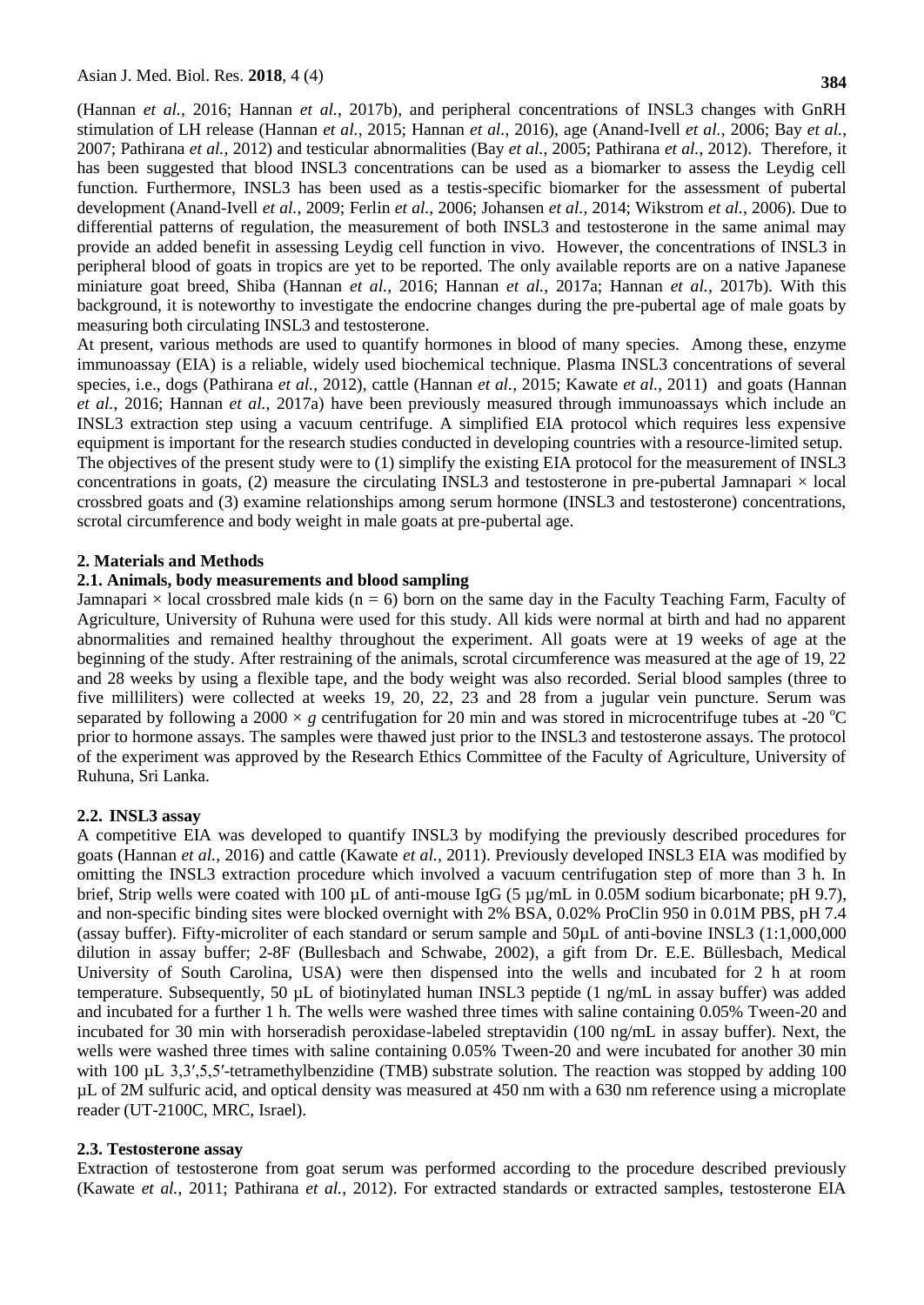(Hannan *et al.*, 2016; Hannan *et al.*, 2017b), and peripheral concentrations of INSL3 changes with GnRH stimulation of LH release (Hannan *et al.*, 2015; Hannan *et al.*, 2016), age (Anand-Ivell *et al.*, 2006; Bay *et al.*, 2007; Pathirana *et al.*, 2012) and testicular abnormalities (Bay *et al.*, 2005; Pathirana *et al.*, 2012). Therefore, it has been suggested that blood INSL3 concentrations can be used as a biomarker to assess the Leydig cell function. Furthermore, INSL3 has been used as a testis-specific biomarker for the assessment of pubertal development (Anand-Ivell *et al.*, 2009; Ferlin *et al.*, 2006; Johansen *et al.*, 2014; Wikstrom *et al.*, 2006). Due to differential patterns of regulation, the measurement of both INSL3 and testosterone in the same animal may provide an added benefit in assessing Leydig cell function in vivo. However, the concentrations of INSL3 in peripheral blood of goats in tropics are yet to be reported. The only available reports are on a native Japanese miniature goat breed, Shiba (Hannan *et al.*, 2016; Hannan *et al.*, 2017a; Hannan *et al.*, 2017b). With this background, it is noteworthy to investigate the endocrine changes during the pre-pubertal age of male goats by measuring both circulating INSL3 and testosterone.

At present, various methods are used to quantify hormones in blood of many species. Among these, enzyme immunoassay (EIA) is a reliable, widely used biochemical technique. Plasma INSL3 concentrations of several species, i.e., dogs (Pathirana *et al.*, 2012), cattle (Hannan *et al.*, 2015; Kawate *et al.*, 2011) and goats (Hannan *et al.*, 2016; Hannan *et al.*, 2017a) have been previously measured through immunoassays which include an INSL3 extraction step using a vacuum centrifuge. A simplified EIA protocol which requires less expensive equipment is important for the research studies conducted in developing countries with a resource-limited setup.

The objectives of the present study were to (1) simplify the existing EIA protocol for the measurement of INSL3 concentrations in goats, (2) measure the circulating INSL3 and testosterone in pre-pubertal Jamnapari × local crossbred goats and (3) examine relationships among serum hormone (INSL3 and testosterone) concentrations, scrotal circumference and body weight in male goats at pre-pubertal age.

## 2. Materials and Methods

### 2.1. Animals, body measurements and blood sampling

Jamnapari × local crossbred male kids ($n = 6$) born on the same day in the Faculty Teaching Farm, Faculty of Agriculture, University of Ruhuna were used for this study. All kids were normal at birth and had no apparent abnormalities and remained healthy throughout the experiment. All goats were at 19 weeks of age at the beginning of the study. After restraining of the animals, scrotal circumference was measured at the age of 19, 22 and 28 weeks by using a flexible tape, and the body weight was also recorded. Serial blood samples (three to five milliliters) were collected at weeks 19, 20, 22, 23 and 28 from a jugular vein puncture. Serum was separated by following a $2000 \times g$ centrifugation for 20 min and was stored in microcentrifuge tubes at -20 °C prior to hormone assays. The samples were thawed just prior to the INSL3 and testosterone assays. The protocol of the experiment was approved by the Research Ethics Committee of the Faculty of Agriculture, University of Ruhuna, Sri Lanka.

### 2.2. INSL3 assay

A competitive EIA was developed to quantify INSL3 by modifying the previously described procedures for goats (Hannan *et al.*, 2016) and cattle (Kawate *et al.*, 2011). Previously developed INSL3 EIA was modified by omitting the INSL3 extraction procedure which involved a vacuum centrifugation step of more than 3 h. In brief, Strip wells were coated with 100 µL of anti-mouse IgG (5 µg/mL in 0.05M sodium bicarbonate; pH 9.7), and non-specific binding sites were blocked overnight with 2% BSA, 0.02% ProClin 950 in 0.01M PBS, pH 7.4 (assay buffer). Fifty-microliter of each standard or serum sample and 50µL of anti-bovine INSL3 (1:1,000,000 dilution in assay buffer; 2-8F (Bullesbach and Schwabe, 2002), a gift from Dr. E.E. Büllesbach, Medical University of South Carolina, USA) were then dispensed into the wells and incubated for 2 h at room temperature. Subsequently, 50 µL of biotinylated human INSL3 peptide (1 ng/mL in assay buffer) was added and incubated for a further 1 h. The wells were washed three times with saline containing 0.05% Tween-20 and incubated for 30 min with horseradish peroxidase-labeled streptavidin (100 ng/mL in assay buffer). Next, the wells were washed three times with saline containing 0.05% Tween-20 and were incubated for another 30 min with 100 µL 3,3′,5,5′-tetramethylbenzidine (TMB) substrate solution. The reaction was stopped by adding 100 µL of 2M sulfuric acid, and optical density was measured at 450 nm with a 630 nm reference using a microplate reader (UT-2100C, MRC, Israel).

### 2.3. Testosterone assay

Extraction of testosterone from goat serum was performed according to the procedure described previously (Kawate *et al.*, 2011; Pathirana *et al.*, 2012). For extracted standards or extracted samples, testosterone EIA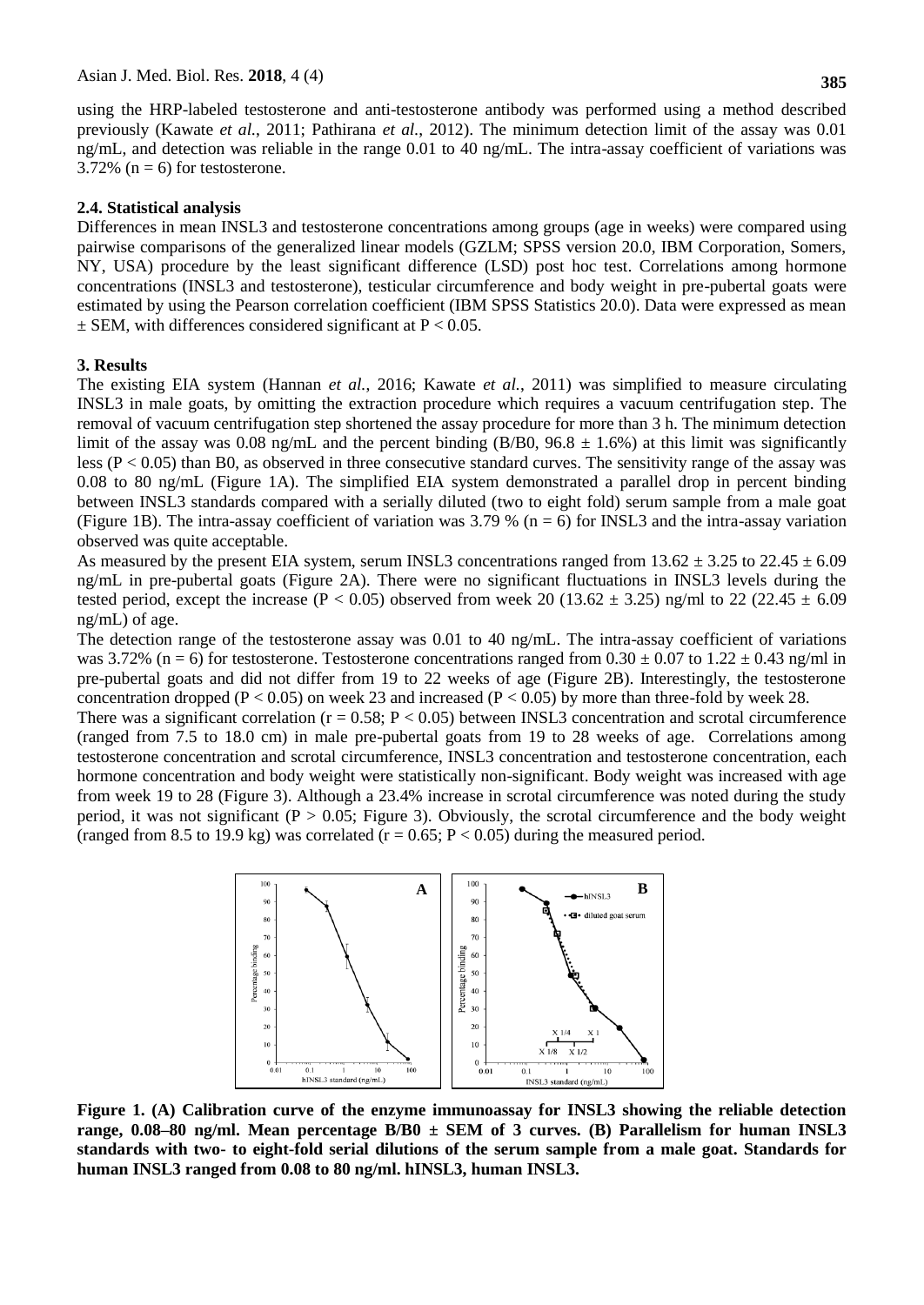using the HRP-labeled testosterone and anti-testosterone antibody was performed using a method described previously (Kawate *et al.*, 2011; Pathirana *et al.*, 2012). The minimum detection limit of the assay was 0.01 ng/mL, and detection was reliable in the range 0.01 to 40 ng/mL. The intra-assay coefficient of variations was 3.72% ($n = 6$) for testosterone.

### 2.4. Statistical analysis

Differences in mean INSL3 and testosterone concentrations among groups (age in weeks) were compared using pairwise comparisons of the generalized linear models (GZLM; SPSS version 20.0, IBM Corporation, Somers, NY, USA) procedure by the least significant difference (LSD) post hoc test. Correlations among hormone concentrations (INSL3 and testosterone), testicular circumference and body weight in pre-pubertal goats were estimated by using the Pearson correlation coefficient (IBM SPSS Statistics 20.0). Data were expressed as mean ± SEM, with differences considered significant at $P < 0.05$.

## 3. Results

The existing EIA system (Hannan *et al.*, 2016; Kawate *et al.*, 2011) was simplified to measure circulating INSL3 in male goats, by omitting the extraction procedure which requires a vacuum centrifugation step. The removal of vacuum centrifugation step shortened the assay procedure for more than 3 h. The minimum detection limit of the assay was 0.08 ng/mL and the percent binding (B/B0, 96.8 ± 1.6%) at this limit was significantly less ($P < 0.05$) than B0, as observed in three consecutive standard curves. The sensitivity range of the assay was 0.08 to 80 ng/mL (Figure 1A). The simplified EIA system demonstrated a parallel drop in percent binding between INSL3 standards compared with a serially diluted (two to eight fold) serum sample from a male goat (Figure 1B). The intra-assay coefficient of variation was 3.79 % ($n = 6$) for INSL3 and the intra-assay variation observed was quite acceptable.

As measured by the present EIA system, serum INSL3 concentrations ranged from 13.62 ± 3.25 to 22.45 ± 6.09 ng/mL in pre-pubertal goats (Figure 2A). There were no significant fluctuations in INSL3 levels during the tested period, except the increase ($P < 0.05$) observed from week 20 (13.62 ± 3.25) ng/ml to 22 (22.45 ± 6.09 ng/mL) of age.

The detection range of the testosterone assay was 0.01 to 40 ng/mL. The intra-assay coefficient of variations was 3.72% ($n = 6$) for testosterone. Testosterone concentrations ranged from 0.30 ± 0.07 to 1.22 ± 0.43 ng/ml in pre-pubertal goats and did not differ from 19 to 22 weeks of age (Figure 2B). Interestingly, the testosterone concentration dropped ($P < 0.05$) on week 23 and increased ($P < 0.05$) by more than three-fold by week 28.

There was a significant correlation ($r = 0.58$; $P < 0.05$) between INSL3 concentration and scrotal circumference (ranged from 7.5 to 18.0 cm) in male pre-pubertal goats from 19 to 28 weeks of age. Correlations among testosterone concentration and scrotal circumference, INSL3 concentration and testosterone concentration, each hormone concentration and body weight were statistically non-significant. Body weight was increased with age from week 19 to 28 (Figure 3). Although a 23.4% increase in scrotal circumference was noted during the study period, it was not significant ($P > 0.05$; Figure 3). Obviously, the scrotal circumference and the body weight (ranged from 8.5 to 19.9 kg) was correlated ($r = 0.65$; $P < 0.05$) during the measured period.

**Figure 1. (A) Calibration curve of the enzyme immunoassay for INSL3 showing the reliable detection range, 0.08–80 ng/ml. Mean percentage B/B0 ± SEM of 3 curves. (B) Parallelism for human INSL3 standards with two- to eight-fold serial dilutions of the serum sample from a male goat. Standards for human INSL3 ranged from 0.08 to 80 ng/ml. hINSL3, human INSL3.**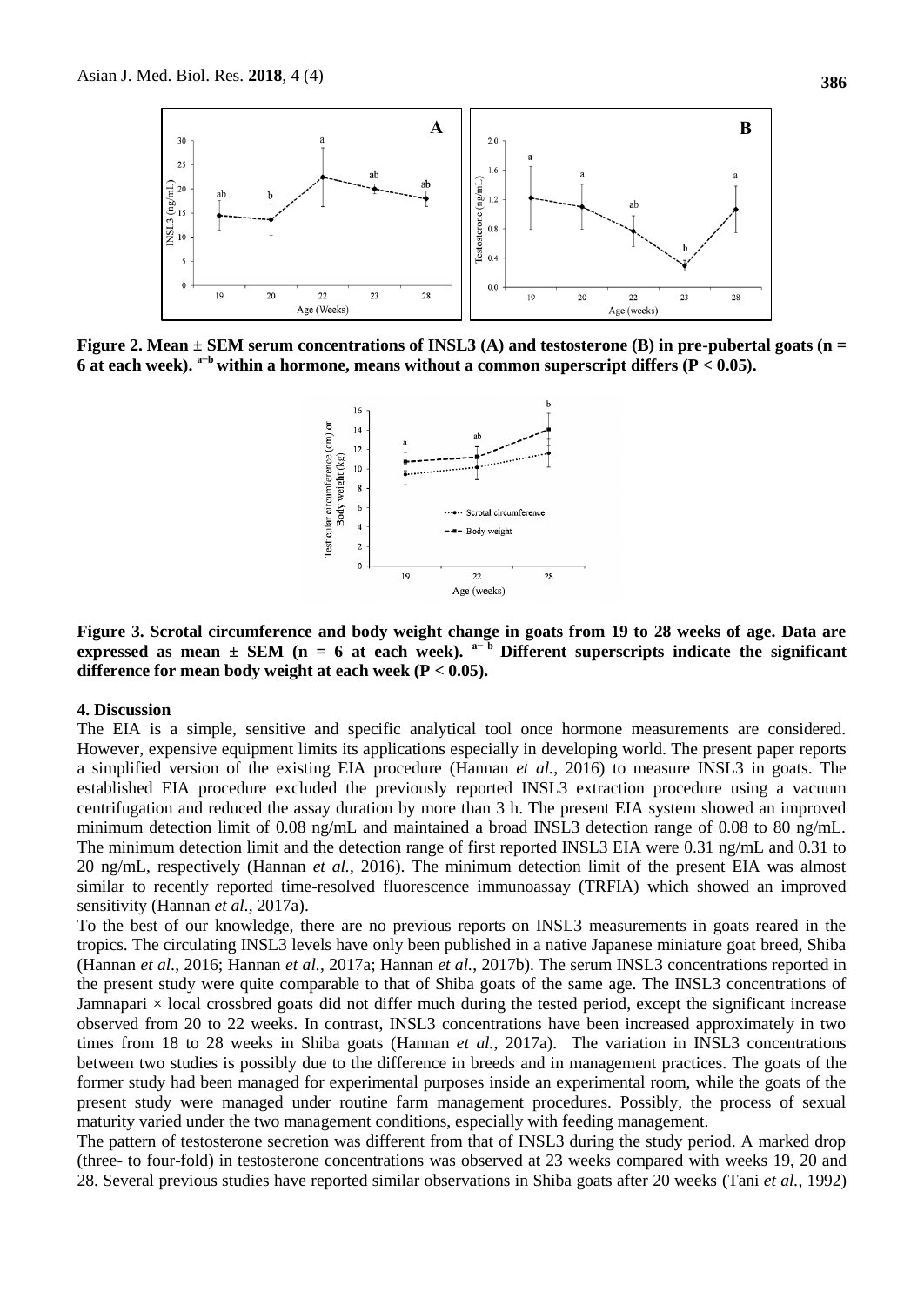**Figure 2. Mean ± SEM serum concentrations of INSL3 (A) and testosterone (B) in pre-pubertal goats (n = 6 at each week). [a–b] within a hormone, means without a common superscript differs (P < 0.05).**

**Figure 3. Scrotal circumference and body weight change in goats from 19 to 28 weeks of age. Data are expressed as mean ± SEM (n = 6 at each week). [a–b] Different superscripts indicate the significant difference for mean body weight at each week (P < 0.05).**

## 4. Discussion

The EIA is a simple, sensitive and specific analytical tool once hormone measurements are considered. However, expensive equipment limits its applications especially in developing world. The present paper reports a simplified version of the existing EIA procedure (Hannan *et al.*, 2016) to measure INSL3 in goats. The established EIA procedure excluded the previously reported INSL3 extraction procedure using a vacuum centrifugation and reduced the assay duration by more than 3 h. The present EIA system showed an improved minimum detection limit of 0.08 ng/mL and maintained a broad INSL3 detection range of 0.08 to 80 ng/mL. The minimum detection limit and the detection range of first reported INSL3 EIA were 0.31 ng/mL and 0.31 to 20 ng/mL, respectively (Hannan *et al.*, 2016). The minimum detection limit of the present EIA was almost similar to recently reported time-resolved fluorescence immunoassay (TRFIA) which showed an improved sensitivity (Hannan *et al*., 2017a).

To the best of our knowledge, there are no previous reports on INSL3 measurements in goats reared in the tropics. The circulating INSL3 levels have only been published in a native Japanese miniature goat breed, Shiba (Hannan *et al.*, 2016; Hannan *et al.*, 2017a; Hannan *et al.*, 2017b). The serum INSL3 concentrations reported in the present study were quite comparable to that of Shiba goats of the same age. The INSL3 concentrations of Jamnapari × local crossbred goats did not differ much during the tested period, except the significant increase observed from 20 to 22 weeks. In contrast, INSL3 concentrations have been increased approximately in two times from 18 to 28 weeks in Shiba goats (Hannan *et al.*, 2017a). The variation in INSL3 concentrations between two studies is possibly due to the difference in breeds and in management practices. The goats of the former study had been managed for experimental purposes inside an experimental room, while the goats of the present study were managed under routine farm management procedures. Possibly, the process of sexual maturity varied under the two management conditions, especially with feeding management.

The pattern of testosterone secretion was different from that of INSL3 during the study period. A marked drop (three- to four-fold) in testosterone concentrations was observed at 23 weeks compared with weeks 19, 20 and 28. Several previous studies have reported similar observations in Shiba goats after 20 weeks (Tani *et al.*, 1992)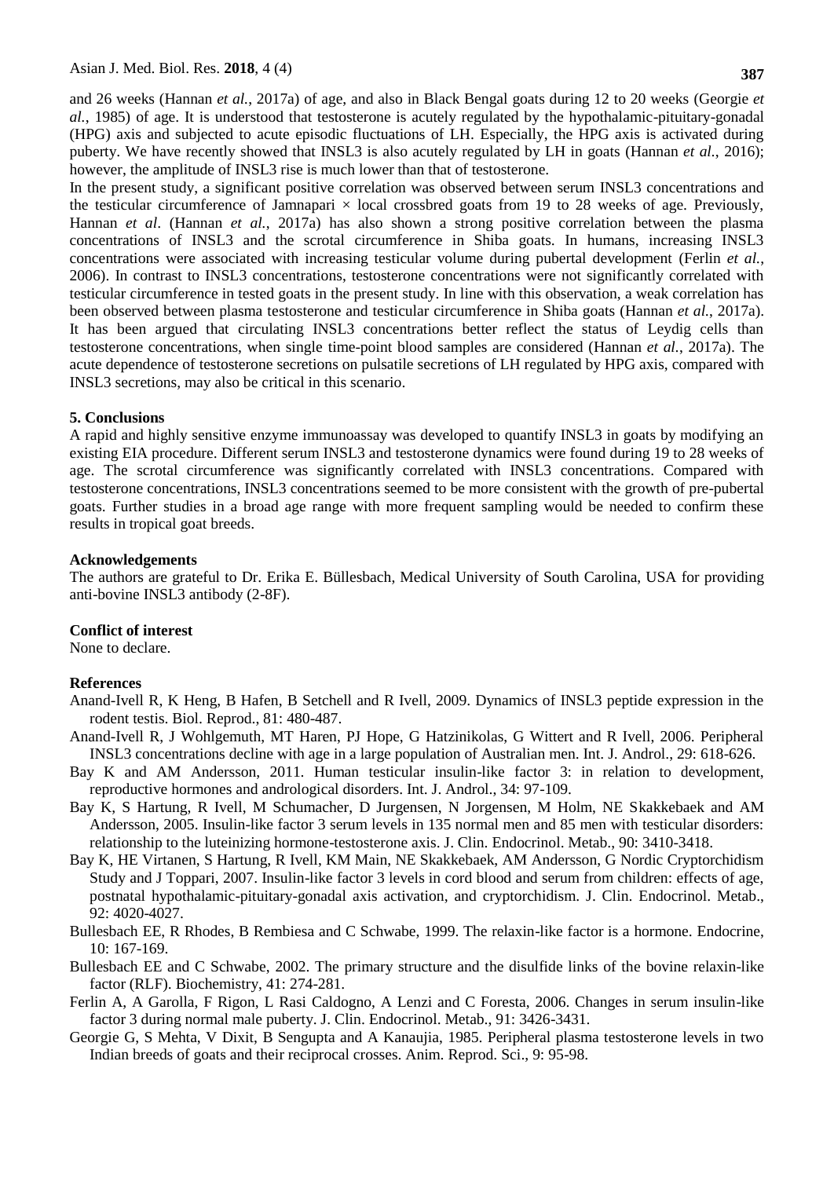and 26 weeks (Hannan *et al.*, 2017a) of age, and also in Black Bengal goats during 12 to 20 weeks (Georgie *et al.*, 1985) of age. It is understood that testosterone is acutely regulated by the hypothalamic-pituitary-gonadal (HPG) axis and subjected to acute episodic fluctuations of LH. Especially, the HPG axis is activated during puberty. We have recently showed that INSL3 is also acutely regulated by LH in goats (Hannan *et al.*, 2016); however, the amplitude of INSL3 rise is much lower than that of testosterone.

In the present study, a significant positive correlation was observed between serum INSL3 concentrations and the testicular circumference of Jamnapari × local crossbred goats from 19 to 28 weeks of age. Previously, Hannan *et al*. (Hannan *et al.*, 2017a) has also shown a strong positive correlation between the plasma concentrations of INSL3 and the scrotal circumference in Shiba goats. In humans, increasing INSL3 concentrations were associated with increasing testicular volume during pubertal development (Ferlin *et al.*, 2006). In contrast to INSL3 concentrations, testosterone concentrations were not significantly correlated with testicular circumference in tested goats in the present study. In line with this observation, a weak correlation has been observed between plasma testosterone and testicular circumference in Shiba goats (Hannan *et al.*, 2017a). It has been argued that circulating INSL3 concentrations better reflect the status of Leydig cells than testosterone concentrations, when single time-point blood samples are considered (Hannan *et al.*, 2017a). The acute dependence of testosterone secretions on pulsatile secretions of LH regulated by HPG axis, compared with INSL3 secretions, may also be critical in this scenario.

## 5. Conclusions

A rapid and highly sensitive enzyme immunoassay was developed to quantify INSL3 in goats by modifying an existing EIA procedure. Different serum INSL3 and testosterone dynamics were found during 19 to 28 weeks of age. The scrotal circumference was significantly correlated with INSL3 concentrations. Compared with testosterone concentrations, INSL3 concentrations seemed to be more consistent with the growth of pre-pubertal goats. Further studies in a broad age range with more frequent sampling would be needed to confirm these results in tropical goat breeds.

## Acknowledgements

The authors are grateful to Dr. Erika E. Büllesbach, Medical University of South Carolina, USA for providing anti-bovine INSL3 antibody (2-8F).

## Conflict of interest

None to declare.

## References

Anand-Ivell R, K Heng, B Hafen, B Setchell and R Ivell, 2009. Dynamics of INSL3 peptide expression in the rodent testis. Biol. Reprod., 81: 480-487.

Anand-Ivell R, J Wohlgemuth, MT Haren, PJ Hope, G Hatzinikolas, G Wittert and R Ivell, 2006. Peripheral INSL3 concentrations decline with age in a large population of Australian men. Int. J. Androl., 29: 618-626.

Bay K and AM Andersson, 2011. Human testicular insulin-like factor 3: in relation to development, reproductive hormones and andrological disorders. Int. J. Androl., 34: 97-109.

Bay K, S Hartung, R Ivell, M Schumacher, D Jurgensen, N Jorgensen, M Holm, NE Skakkebaek and AM Andersson, 2005. Insulin-like factor 3 serum levels in 135 normal men and 85 men with testicular disorders: relationship to the luteinizing hormone-testosterone axis. J. Clin. Endocrinol. Metab., 90: 3410-3418.

Bay K, HE Virtanen, S Hartung, R Ivell, KM Main, NE Skakkebaek, AM Andersson, G Nordic Cryptorchidism Study and J Toppari, 2007. Insulin-like factor 3 levels in cord blood and serum from children: effects of age, postnatal hypothalamic-pituitary-gonadal axis activation, and cryptorchidism. J. Clin. Endocrinol. Metab., 92: 4020-4027.

Bullesbach EE, R Rhodes, B Rembiesa and C Schwabe, 1999. The relaxin-like factor is a hormone. Endocrine, 10: 167-169.

Bullesbach EE and C Schwabe, 2002. The primary structure and the disulfide links of the bovine relaxin-like factor (RLF). Biochemistry, 41: 274-281.

Ferlin A, A Garolla, F Rigon, L Rasi Caldogno, A Lenzi and C Foresta, 2006. Changes in serum insulin-like factor 3 during normal male puberty. J. Clin. Endocrinol. Metab., 91: 3426-3431.

Georgie G, S Mehta, V Dixit, B Sengupta and A Kanaujia, 1985. Peripheral plasma testosterone levels in two Indian breeds of goats and their reciprocal crosses. Anim. Reprod. Sci., 9: 95-98.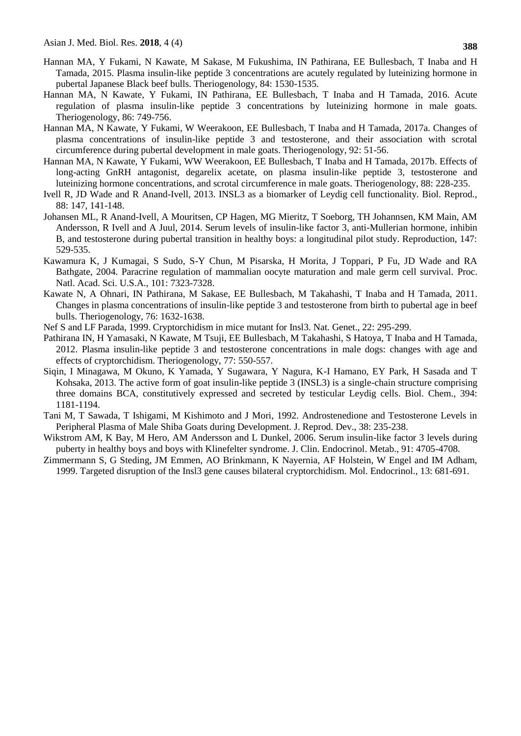Hannan MA, Y Fukami, N Kawate, M Sakase, M Fukushima, IN Pathirana, EE Bullesbach, T Inaba and H Tamada, 2015. Plasma insulin-like peptide 3 concentrations are acutely regulated by luteinizing hormone in pubertal Japanese Black beef bulls. Theriogenology, 84: 1530-1535.

Hannan MA, N Kawate, Y Fukami, IN Pathirana, EE Bullesbach, T Inaba and H Tamada, 2016. Acute regulation of plasma insulin-like peptide 3 concentrations by luteinizing hormone in male goats. Theriogenology, 86: 749-756.

Hannan MA, N Kawate, Y Fukami, W Weerakoon, EE Bullesbach, T Inaba and H Tamada, 2017a. Changes of plasma concentrations of insulin-like peptide 3 and testosterone, and their association with scrotal circumference during pubertal development in male goats. Theriogenology, 92: 51-56.

Hannan MA, N Kawate, Y Fukami, WW Weerakoon, EE Bullesbach, T Inaba and H Tamada, 2017b. Effects of long-acting GnRH antagonist, degarelix acetate, on plasma insulin-like peptide 3, testosterone and luteinizing hormone concentrations, and scrotal circumference in male goats. Theriogenology, 88: 228-235.

Ivell R, JD Wade and R Anand-Ivell, 2013. INSL3 as a biomarker of Leydig cell functionality. Biol. Reprod., 88: 147, 141-148.

Johansen ML, R Anand-Ivell, A Mouritsen, CP Hagen, MG Mieritz, T Soeborg, TH Johannsen, KM Main, AM Andersson, R Ivell and A Juul, 2014. Serum levels of insulin-like factor 3, anti-Mullerian hormone, inhibin B, and testosterone during pubertal transition in healthy boys: a longitudinal pilot study. Reproduction, 147: 529-535.

Kawamura K, J Kumagai, S Sudo, S-Y Chun, M Pisarska, H Morita, J Toppari, P Fu, JD Wade and RA Bathgate, 2004. Paracrine regulation of mammalian oocyte maturation and male germ cell survival. Proc. Natl. Acad. Sci. U.S.A., 101: 7323-7328.

Kawate N, A Ohnari, IN Pathirana, M Sakase, EE Bullesbach, M Takahashi, T Inaba and H Tamada, 2011. Changes in plasma concentrations of insulin-like peptide 3 and testosterone from birth to pubertal age in beef bulls. Theriogenology, 76: 1632-1638.

Nef S and LF Parada, 1999. Cryptorchidism in mice mutant for Insl3. Nat. Genet., 22: 295-299.

Pathirana IN, H Yamasaki, N Kawate, M Tsuji, EE Bullesbach, M Takahashi, S Hatoya, T Inaba and H Tamada, 2012. Plasma insulin-like peptide 3 and testosterone concentrations in male dogs: changes with age and effects of cryptorchidism. Theriogenology, 77: 550-557.

Siqin, I Minagawa, M Okuno, K Yamada, Y Sugawara, Y Nagura, K-I Hamano, EY Park, H Sasada and T Kohsaka, 2013. The active form of goat insulin-like peptide 3 (INSL3) is a single-chain structure comprising three domains BCA, constitutively expressed and secreted by testicular Leydig cells. Biol. Chem., 394: 1181-1194.

Tani M, T Sawada, T Ishigami, M Kishimoto and J Mori, 1992. Androstenedione and Testosterone Levels in Peripheral Plasma of Male Shiba Goats during Development. J. Reprod. Dev., 38: 235-238.

Wikstrom AM, K Bay, M Hero, AM Andersson and L Dunkel, 2006. Serum insulin-like factor 3 levels during puberty in healthy boys and boys with Klinefelter syndrome. J. Clin. Endocrinol. Metab., 91: 4705-4708.

Zimmermann S, G Steding, JM Emmen, AO Brinkmann, K Nayernia, AF Holstein, W Engel and IM Adham, 1999. Targeted disruption of the Insl3 gene causes bilateral cryptorchidism. Mol. Endocrinol., 13: 681-691.